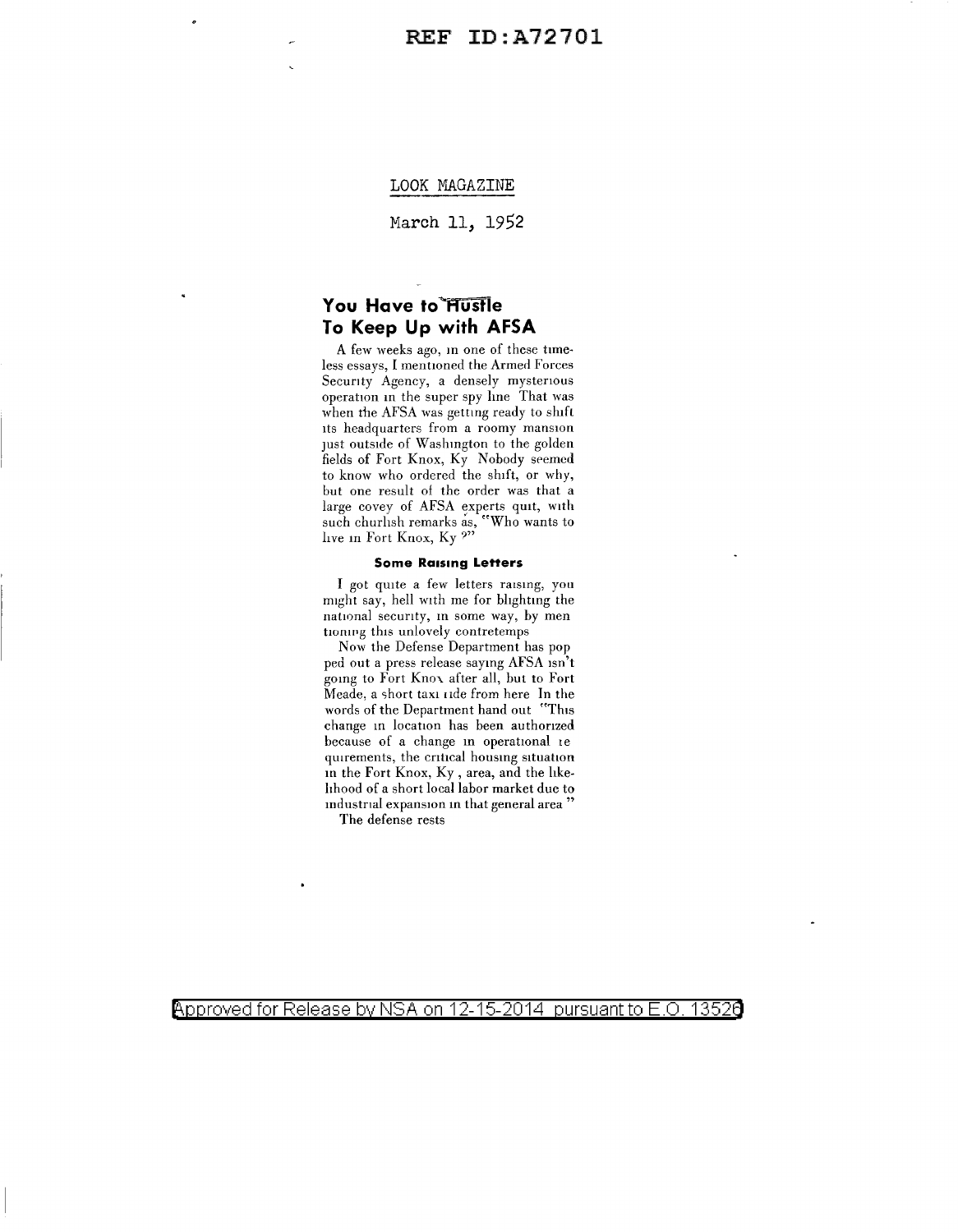LOOK MAGAZINE

March 11, 1952

## You Have to Hustle To Keep Up with AFSA

A few weeks ago, in one of these timeless essays, I mentioned the Armed Forces Security Agency, a densely mysterious operation in the super spy line That was when the AFSA was getting ready to shift its headquarters from a roomy mansion just outside of Washington to the golden fields of Fort Knox, Ky Nobody seemed to know who ordered the shift, or why, but one result of the order was that a large covey of AFSA experts quit, with such churlish remarks as, "Who wants to live in Fort Knox, Ky ?"

### Some Raising Letters

I got quite a few letters raising, you might say, hell with me for blighting the national security, in some way, by mentioning this unlovely contretemps

Now the Defense Department has popped out a press release saying AFSA isn't going to Fort Knox after all, but to Fort Meade, a short taxi ride from here In the words of the Department hand out "This change in location has been authorized because of a change in operational requirements, the critical housing situation in the Fort Knox, Ky , area, and the likelihood of a short local labor market due to industrial expansion in that general area "

The defense rests

Approved for Release by NSA on 12-15-2014 pursuant to E.O. 13526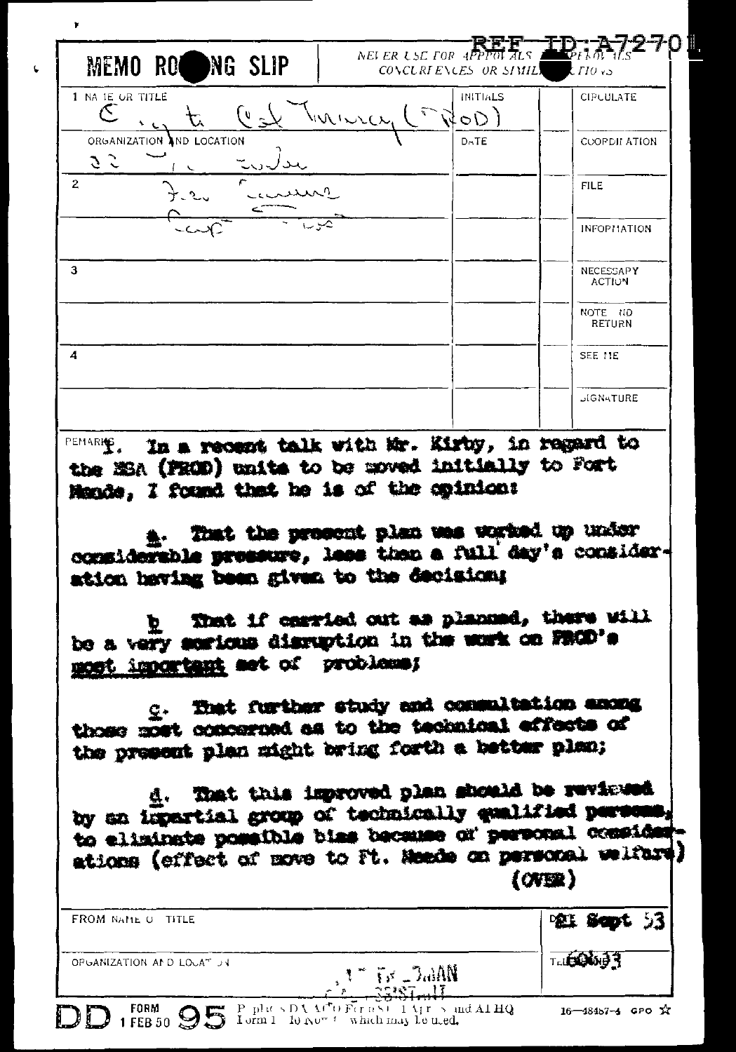REF ID:A72701

MEMO ROUTING SLIP

NEVER USE FOR APPROVALS, DISAPPROVALS, CONCURRENCES OR SIMILAR ACTIONS

| 1 NAME OR TITLE | INITIALS | | CIRCULATE |
|---|---|---|---|
| C, ... to Col Murray (PROD) | | | |
| ORGANIZATION AND LOCATION | DATE | | COORDINATION |
| | | | |
| 2 | | | FILE |
| | | | INFORMATION |
| 3 | | | NECESSARY ACTION |
| | | | NOTE AND RETURN |
| 4 | | | SEE ME |
| | | | SIGNATURE |

REMARKS 1. In a recent talk with Mr. Kirby, in regard to the NSA (PROD) units to be moved initially to Fort Meade, I found that he is of the opinion:

a. That the present plan was worked up under considerable pressure, less than a full day's consideration having been given to the decision;

b That if carried out as planned, there will be a very serious disruption in the work on PROD's most important set of problems;

c. That further study and consultation among those most concerned as to the technical effects of the present plan might bring forth a better plan;

d. That this improved plan should be reviewed by an impartial group of technically qualified persons, to eliminate possible bias because of personal considerations (effect of move to Ft. Meade on personal welfare)

(OVER)

| FROM NAME OR TITLE | DATE 21 Sept 53 |
|---|---|
| ORGANIZATION AND LOCATION | TELEPHONE 60433 |

DD FORM 1 FEB 50 95 Replaces DA AGO Form 895, 1 Apr 48, and AF HQ Form 12, 10 Nov 47, which may be used.

16—48487-4 GPO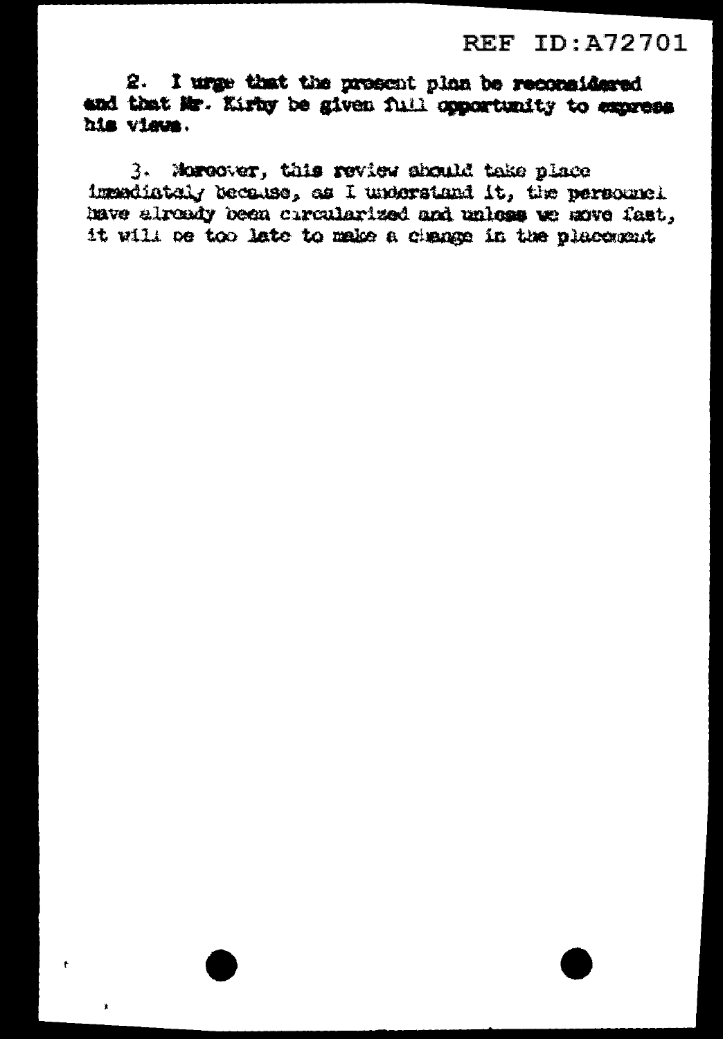2. I urge that the present plan be reconsidered and that Mr. Kirby be given full opportunity to express his views.

3. Moreover, this review should take place immediately because, as I understand it, the personnel have already been circularized and unless we move fast, it will be too late to make a change in the placement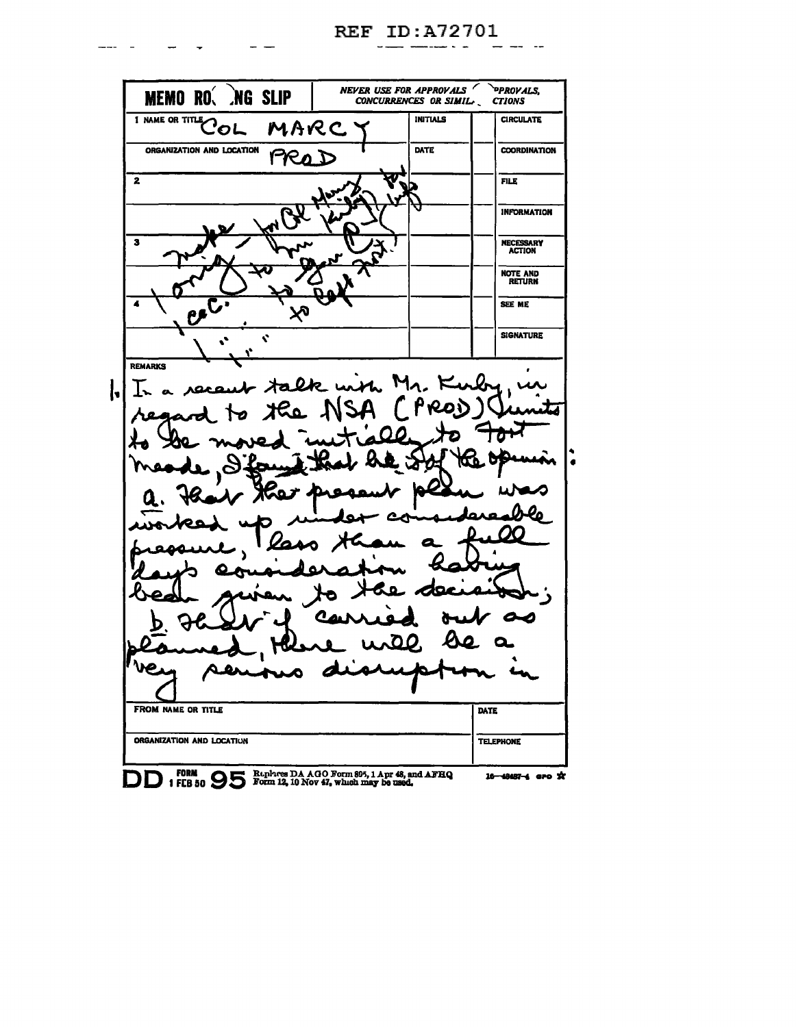REF ID:A72701

**MEMO ROUTING SLIP** — NEVER USE FOR APPROVALS, DISAPPROVALS, CONCURRENCES OR SIMILAR ACTIONS

| | | | | |
|---|---|---|---|---|
| 1 NAME OR TITLE: COL MARCY | | INITIALS | | CIRCULATE |
| ORGANIZATION AND LOCATION: PROD | | DATE | | COORDINATION |
| 2 | for info | | | FILE |
| make for Col Harry Kirby (P-1) | | | | INFORMATION |
| 3 original to him for your first | | | | NECESSARY ACTION |
| 1 copy to Capt | | | | NOTE AND RETURN |
| 4 cc to | | | | SEE ME |
| " " | | | | SIGNATURE |

REMARKS

1. In a recent talk with Mr. Kirby, in regard to the NSA (PROD) Units to be moved initially to Fort Meade, I found that he is of the opinion:

a. That the present plan was worked up under considerable pressure, less than a full days consideration having been given to the decision;

b. That if carried out as planned, there will be a very serious disruption in

| | |
|---|---|
| FROM NAME OR TITLE | DATE |
| ORGANIZATION AND LOCATION | TELEPHONE |

DD FORM 1 FEB 50 95 Replaces DA AGO Form 895, 1 Apr 48, and AFHQ Form 12, 10 Nov 47, which may be used.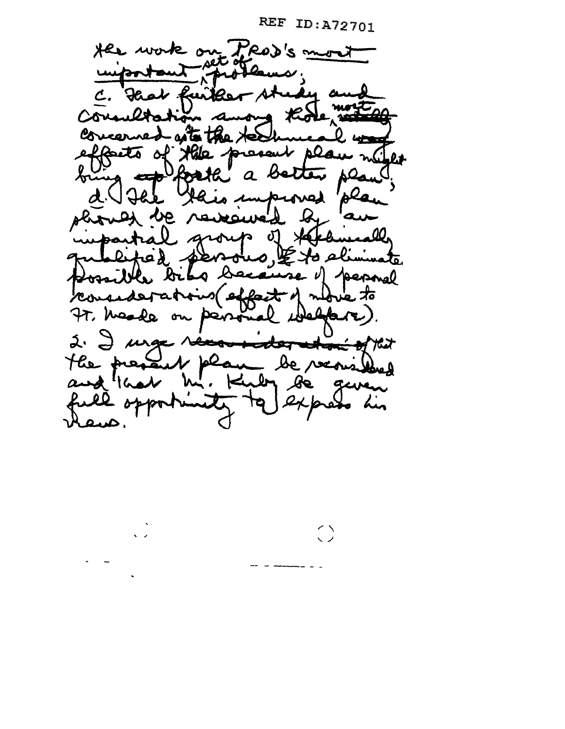the work on PROD's most important set of problems;

c. That further study and consultation among those most concerned as to the technical effects of the present plan might bring forth a better plan;

d. That this improved plan should be reviewed by an impartial group of technically qualified persons, to eliminate possible bias because of personal considerations (effect of move to Ft. Meade on personal welfare).

2. I urge that the present plan be reconsidered and that Mr. Kirby be given full opportunity to express his views.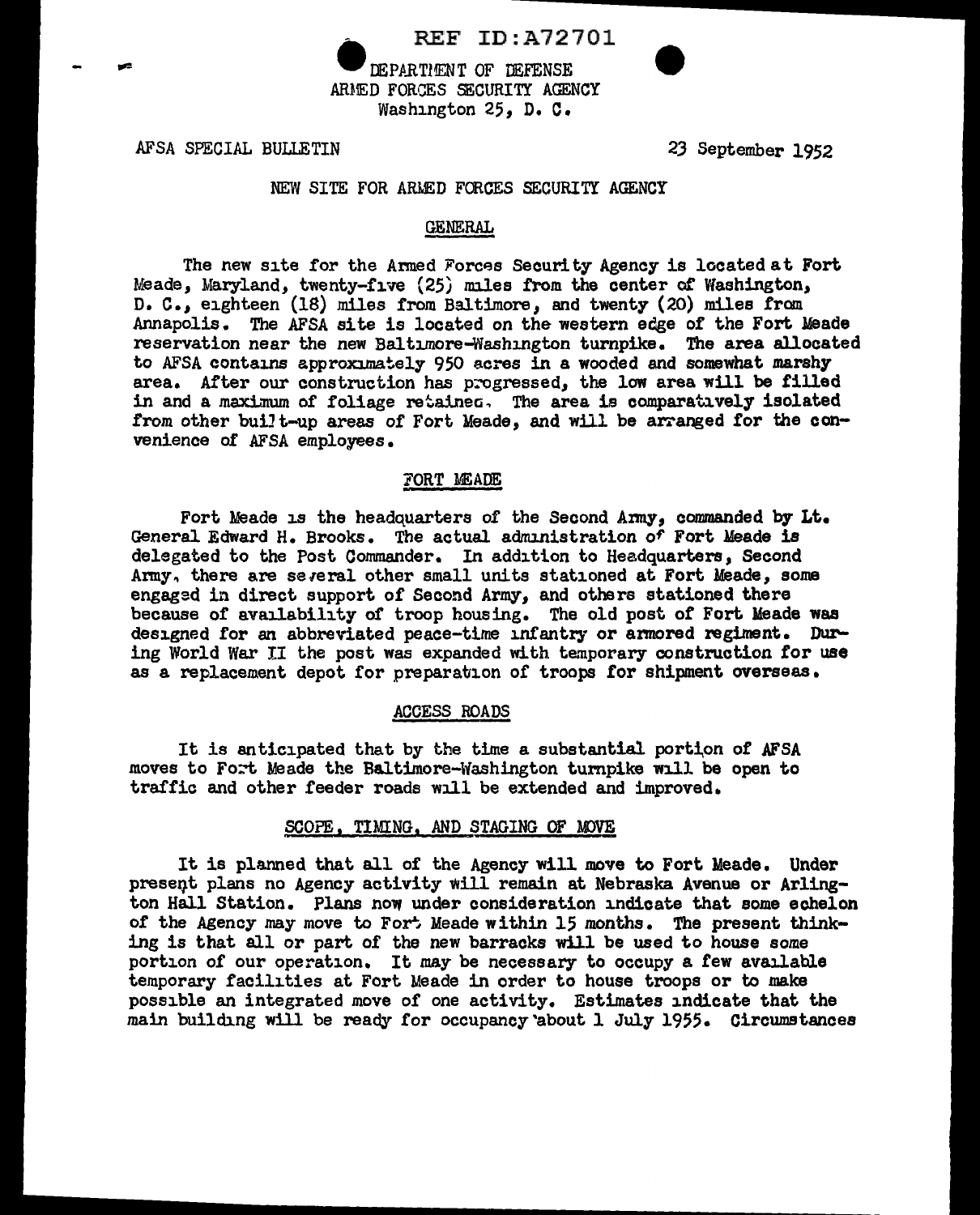REF ID:A72701

DEPARTMENT OF DEFENSE
ARMED FORCES SECURITY AGENCY
Washington 25, D. C.

AFSA SPECIAL BULLETIN

23 September 1952

NEW SITE FOR ARMED FORCES SECURITY AGENCY

## GENERAL

The new site for the Armed Forces Security Agency is located at Fort Meade, Maryland, twenty-five (25) miles from the center of Washington, D. C., eighteen (18) miles from Baltimore, and twenty (20) miles from Annapolis. The AFSA site is located on the western edge of the Fort Meade reservation near the new Baltimore-Washington turnpike. The area allocated to AFSA contains approximately 950 acres in a wooded and somewhat marshy area. After our construction has progressed, the low area will be filled in and a maximum of foliage retained. The area is comparatively isolated from other built-up areas of Fort Meade, and will be arranged for the convenience of AFSA employees.

## FORT MEADE

Fort Meade is the headquarters of the Second Army, commanded by Lt. General Edward H. Brooks. The actual administration of Fort Meade is delegated to the Post Commander. In addition to Headquarters, Second Army, there are several other small units stationed at Fort Meade, some engaged in direct support of Second Army, and others stationed there because of availability of troop housing. The old post of Fort Meade was designed for an abbreviated peace-time infantry or armored regiment. During World War II the post was expanded with temporary construction for use as a replacement depot for preparation of troops for shipment overseas.

## ACCESS ROADS

It is anticipated that by the time a substantial portion of AFSA moves to Fort Meade the Baltimore-Washington turnpike will be open to traffic and other feeder roads will be extended and improved.

## SCOPE, TIMING, AND STAGING OF MOVE

It is planned that all of the Agency will move to Fort Meade. Under present plans no Agency activity will remain at Nebraska Avenue or Arlington Hall Station. Plans now under consideration indicate that some echelon of the Agency may move to Fort Meade within 15 months. The present thinking is that all or part of the new barracks will be used to house some portion of our operation. It may be necessary to occupy a few available temporary facilities at Fort Meade in order to house troops or to make possible an integrated move of one activity. Estimates indicate that the main building will be ready for occupancy about 1 July 1955. Circumstances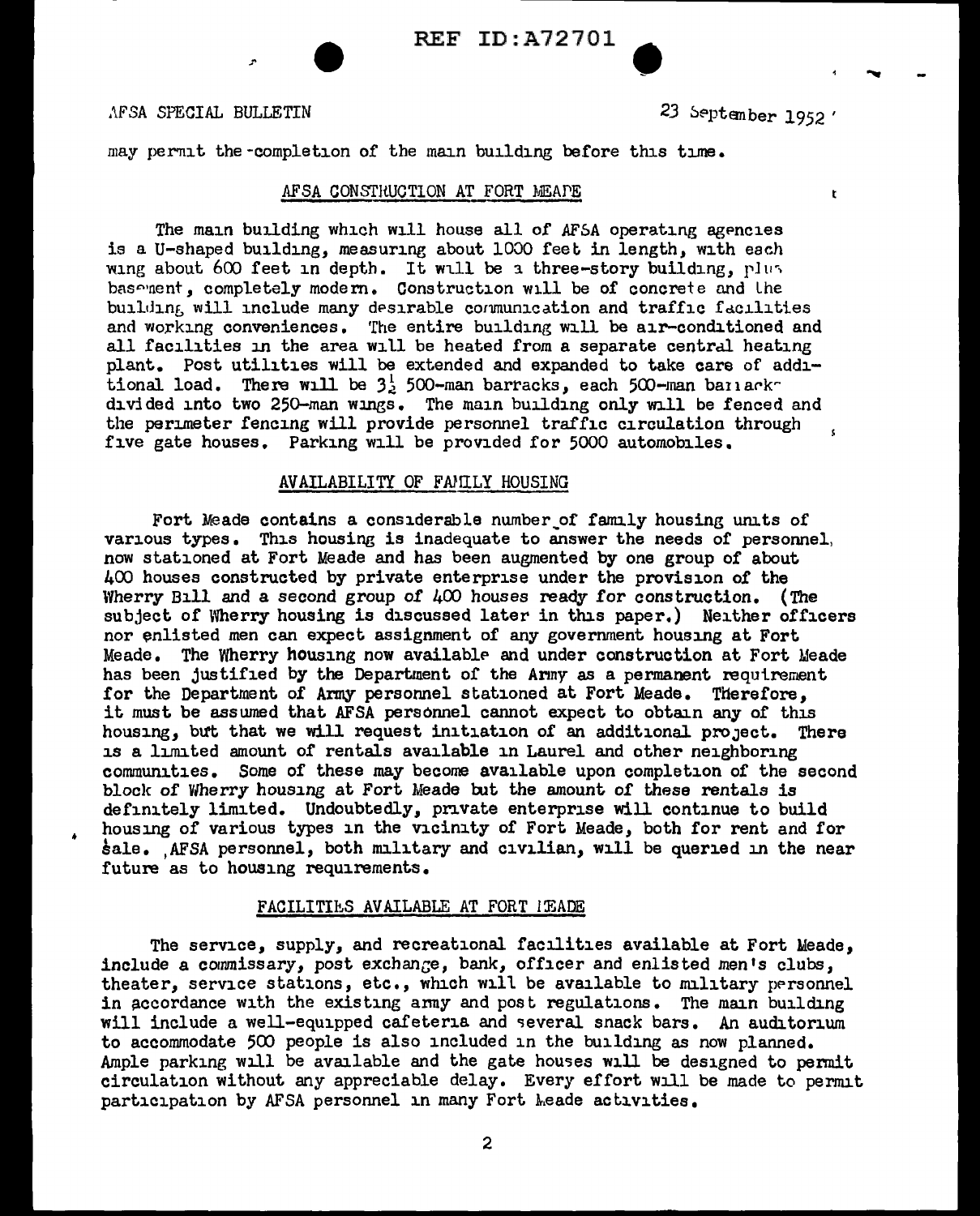may permit the completion of the main building before this time.

## AFSA CONSTRUCTION AT FORT MEADE

The main building which will house all of AFSA operating agencies is a U-shaped building, measuring about 1000 feet in length, with each wing about 600 feet in depth. It will be a three-story building, plus basement, completely modern. Construction will be of concrete and the building will include many desirable communication and traffic facilities and working conveniences. The entire building will be air-conditioned and all facilities in the area will be heated from a separate central heating plant. Post utilities will be extended and expanded to take care of additional load. There will be $3\frac{1}{2}$ 500-man barracks, each 500-man barracks divided into two 250-man wings. The main building only will be fenced and the perimeter fencing will provide personnel traffic circulation through five gate houses. Parking will be provided for 5000 automobiles.

## AVAILABILITY OF FAMILY HOUSING

Fort Meade contains a considerable number of family housing units of various types. This housing is inadequate to answer the needs of personnel now stationed at Fort Meade and has been augmented by one group of about 400 houses constructed by private enterprise under the provision of the Wherry Bill and a second group of 400 houses ready for construction. (The subject of Wherry housing is discussed later in this paper.) Neither officers nor enlisted men can expect assignment of any government housing at Fort Meade. The Wherry housing now available and under construction at Fort Meade has been justified by the Department of the Army as a permanent requirement for the Department of Army personnel stationed at Fort Meade. Therefore, it must be assumed that AFSA personnel cannot expect to obtain any of this housing, but that we will request initiation of an additional project. There is a limited amount of rentals available in Laurel and other neighboring communities. Some of these may become available upon completion of the second block of Wherry housing at Fort Meade but the amount of these rentals is definitely limited. Undoubtedly, private enterprise will continue to build housing of various types in the vicinity of Fort Meade, both for rent and for sale. AFSA personnel, both military and civilian, will be queried in the near future as to housing requirements.

## FACILITIES AVAILABLE AT FORT MEADE

The service, supply, and recreational facilities available at Fort Meade, include a commissary, post exchange, bank, officer and enlisted men's clubs, theater, service stations, etc., which will be available to military personnel in accordance with the existing army and post regulations. The main building will include a well-equipped cafeteria and several snack bars. An auditorium to accommodate 500 people is also included in the building as now planned. Ample parking will be available and the gate houses will be designed to permit circulation without any appreciable delay. Every effort will be made to permit participation by AFSA personnel in many Fort Meade activities.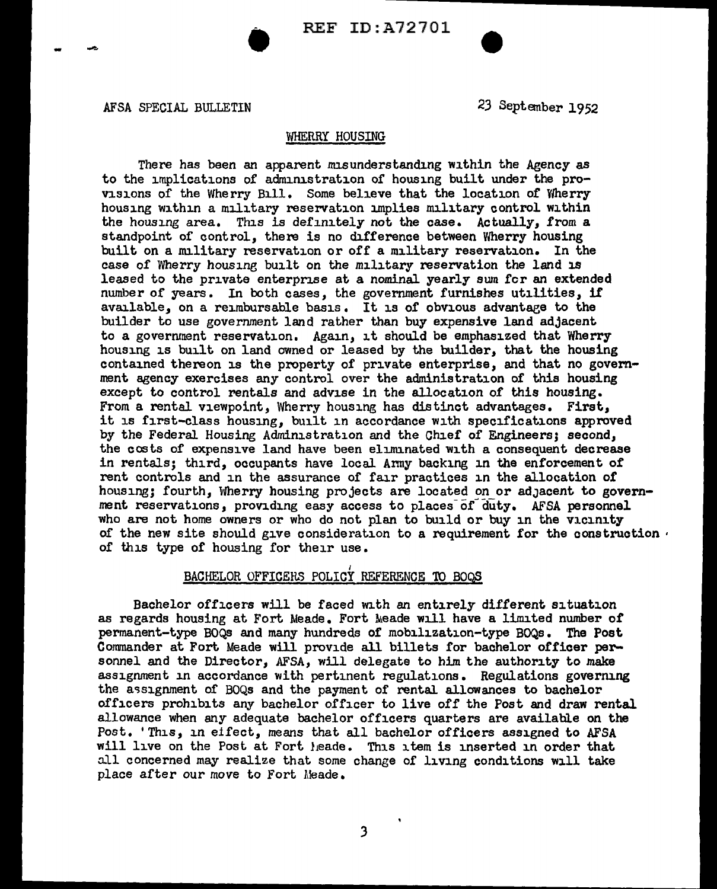AFSA SPECIAL BULLETIN

23 September 1952

## WHERRY HOUSING

There has been an apparent misunderstanding within the Agency as to the implications of administration of housing built under the provisions of the Wherry Bill. Some believe that the location of Wherry housing within a military reservation implies military control within the housing area. This is definitely not the case. Actually, from a standpoint of control, there is no difference between Wherry housing built on a military reservation or off a military reservation. In the case of Wherry housing built on the military reservation the land is leased to the private enterprise at a nominal yearly sum for an extended number of years. In both cases, the government furnishes utilities, if available, on a reimbursable basis. It is of obvious advantage to the builder to use government land rather than buy expensive land adjacent to a government reservation. Again, it should be emphasized that Wherry housing is built on land owned or leased by the builder, that the housing contained thereon is the property of private enterprise, and that no government agency exercises any control over the administration of this housing except to control rentals and advise in the allocation of this housing. From a rental viewpoint, Wherry housing has distinct advantages. First, it is first-class housing, built in accordance with specifications approved by the Federal Housing Administration and the Chief of Engineers; second, the costs of expensive land have been eliminated with a consequent decrease in rentals; third, occupants have local Army backing in the enforcement of rent controls and in the assurance of fair practices in the allocation of housing; fourth, Wherry housing projects are located on or adjacent to government reservations, providing easy access to places of duty. AFSA personnel who are not home owners or who do not plan to build or buy in the vicinity of the new site should give consideration to a requirement for the construction of this type of housing for their use.

## BACHELOR OFFICERS POLICY REFERENCE TO BOQS

Bachelor officers will be faced with an entirely different situation as regards housing at Fort Meade. Fort Meade will have a limited number of permanent-type BOQs and many hundreds of mobilization-type BOQs. The Post Commander at Fort Meade will provide all billets for bachelor officer personnel and the Director, AFSA, will delegate to him the authority to make assignment in accordance with pertinent regulations. Regulations governing the assignment of BOQs and the payment of rental allowances to bachelor officers prohibits any bachelor officer to live off the Post and draw rental allowance when any adequate bachelor officers quarters are available on the Post. This, in effect, means that all bachelor officers assigned to AFSA will live on the Post at Fort Meade. This item is inserted in order that all concerned may realize that some change of living conditions will take place after our move to Fort Meade.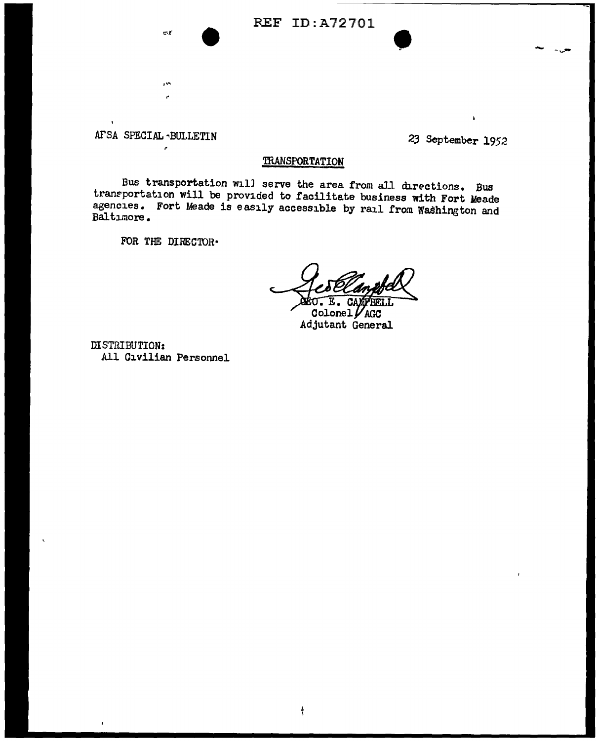REF ID:A72701

AFSA SPECIAL BULLETIN

23 September 1952

TRANSPORTATION

Bus transportation will serve the area from all directions. Bus transportation will be provided to facilitate business with Fort Meade agencies. Fort Meade is easily accessible by rail from Washington and Baltimore.

FOR THE DIRECTOR:

GEO. E. CAMPBELL
Colonel AGC
Adjutant General

DISTRIBUTION:
All Civilian Personnel